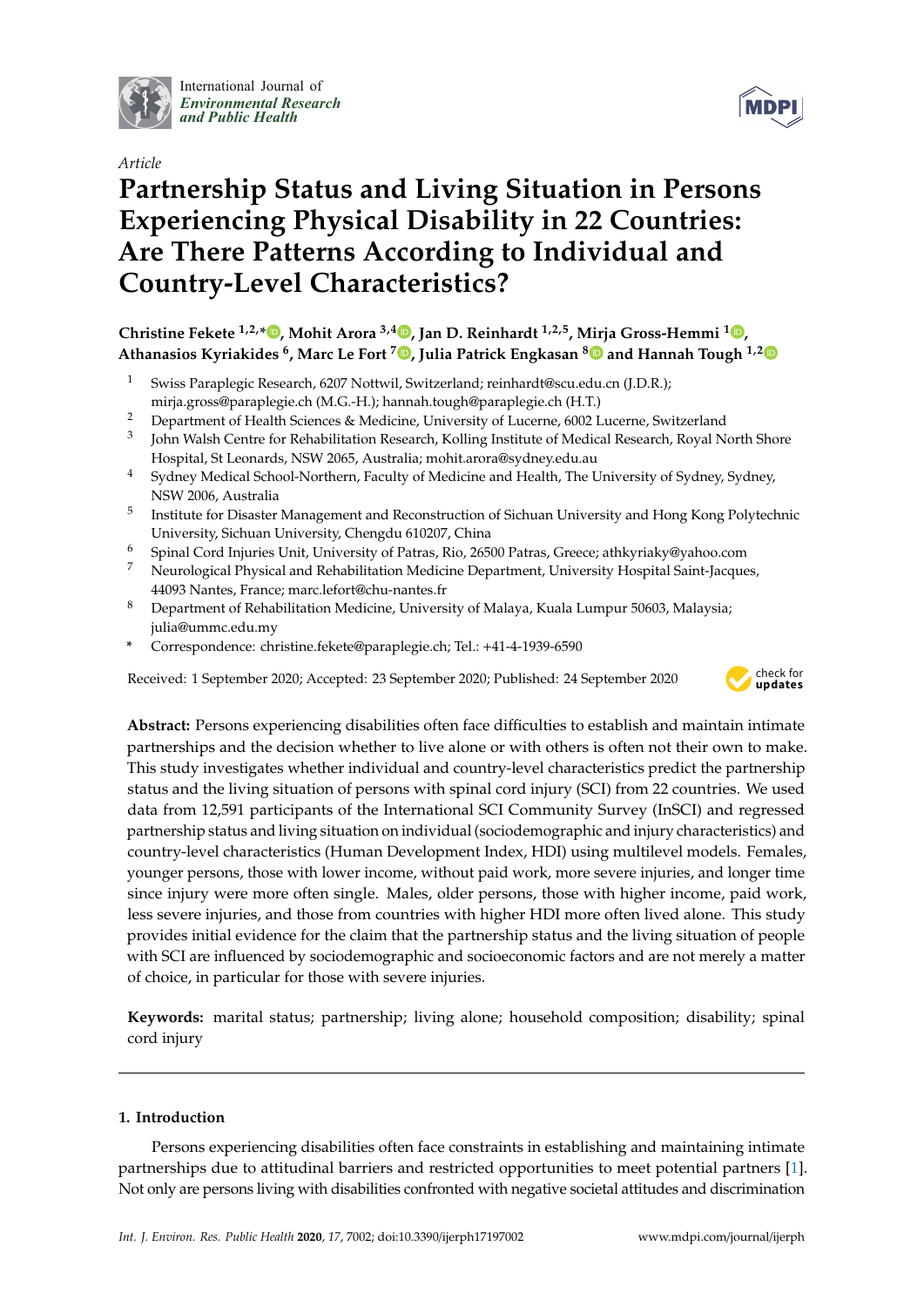International Journal of *Environmental Research and Public Health*

*Article*

# Partnership Status and Living Situation in Persons Experiencing Physical Disability in 22 Countries: Are There Patterns According to Individual and Country-Level Characteristics?

**Christine Fekete [1,2,*], Mohit Arora [3,4], Jan D. Reinhardt [1,2,5], Mirja Gross-Hemmi [1], Athanasios Kyriakides [6], Marc Le Fort [7], Julia Patrick Engkasan [8] and Hannah Tough [1,2]**

1. Swiss Paraplegic Research, 6207 Nottwil, Switzerland; reinhardt@scu.edu.cn (J.D.R.); mirja.gross@paraplegie.ch (M.G.-H.); hannah.tough@paraplegie.ch (H.T.)
2. Department of Health Sciences & Medicine, University of Lucerne, 6002 Lucerne, Switzerland
3. John Walsh Centre for Rehabilitation Research, Kolling Institute of Medical Research, Royal North Shore Hospital, St Leonards, NSW 2065, Australia; mohit.arora@sydney.edu.au
4. Sydney Medical School-Northern, Faculty of Medicine and Health, The University of Sydney, Sydney, NSW 2006, Australia
5. Institute for Disaster Management and Reconstruction of Sichuan University and Hong Kong Polytechnic University, Sichuan University, Chengdu 610207, China
6. Spinal Cord Injuries Unit, University of Patras, Rio, 26500 Patras, Greece; athkyriaky@yahoo.com
7. Neurological Physical and Rehabilitation Medicine Department, University Hospital Saint-Jacques, 44093 Nantes, France; marc.lefort@chu-nantes.fr
8. Department of Rehabilitation Medicine, University of Malaya, Kuala Lumpur 50603, Malaysia; julia@ummc.edu.my

\* Correspondence: christine.fekete@paraplegie.ch; Tel.: +41-4-1939-6590

Received: 1 September 2020; Accepted: 23 September 2020; Published: 24 September 2020

**Abstract:** Persons experiencing disabilities often face difficulties to establish and maintain intimate partnerships and the decision whether to live alone or with others is often not their own to make. This study investigates whether individual and country-level characteristics predict the partnership status and the living situation of persons with spinal cord injury (SCI) from 22 countries. We used data from 12,591 participants of the International SCI Community Survey (InSCI) and regressed partnership status and living situation on individual (sociodemographic and injury characteristics) and country-level characteristics (Human Development Index, HDI) using multilevel models. Females, younger persons, those with lower income, without paid work, more severe injuries, and longer time since injury were more often single. Males, older persons, those with higher income, paid work, less severe injuries, and those from countries with higher HDI more often lived alone. This study provides initial evidence for the claim that the partnership status and the living situation of people with SCI are influenced by sociodemographic and socioeconomic factors and are not merely a matter of choice, in particular for those with severe injuries.

**Keywords:** marital status; partnership; living alone; household composition; disability; spinal cord injury

## 1. Introduction

Persons experiencing disabilities often face constraints in establishing and maintaining intimate partnerships due to attitudinal barriers and restricted opportunities to meet potential partners [1]. Not only are persons living with disabilities confronted with negative societal attitudes and discrimination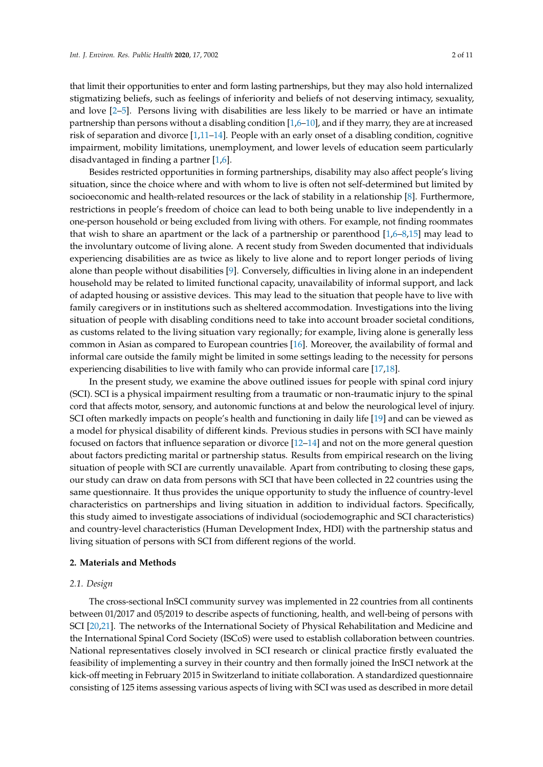that limit their opportunities to enter and form lasting partnerships, but they may also hold internalized stigmatizing beliefs, such as feelings of inferiority and beliefs of not deserving intimacy, sexuality, and love [2–5]. Persons living with disabilities are less likely to be married or have an intimate partnership than persons without a disabling condition [1,6–10], and if they marry, they are at increased risk of separation and divorce [1,11–14]. People with an early onset of a disabling condition, cognitive impairment, mobility limitations, unemployment, and lower levels of education seem particularly disadvantaged in finding a partner [1,6].

Besides restricted opportunities in forming partnerships, disability may also affect people's living situation, since the choice where and with whom to live is often not self-determined but limited by socioeconomic and health-related resources or the lack of stability in a relationship [8]. Furthermore, restrictions in people's freedom of choice can lead to both being unable to live independently in a one-person household or being excluded from living with others. For example, not finding roommates that wish to share an apartment or the lack of a partnership or parenthood [1,6–8,15] may lead to the involuntary outcome of living alone. A recent study from Sweden documented that individuals experiencing disabilities are as twice as likely to live alone and to report longer periods of living alone than people without disabilities [9]. Conversely, difficulties in living alone in an independent household may be related to limited functional capacity, unavailability of informal support, and lack of adapted housing or assistive devices. This may lead to the situation that people have to live with family caregivers or in institutions such as sheltered accommodation. Investigations into the living situation of people with disabling conditions need to take into account broader societal conditions, as customs related to the living situation vary regionally; for example, living alone is generally less common in Asian as compared to European countries [16]. Moreover, the availability of formal and informal care outside the family might be limited in some settings leading to the necessity for persons experiencing disabilities to live with family who can provide informal care [17,18].

In the present study, we examine the above outlined issues for people with spinal cord injury (SCI). SCI is a physical impairment resulting from a traumatic or non-traumatic injury to the spinal cord that affects motor, sensory, and autonomic functions at and below the neurological level of injury. SCI often markedly impacts on people's health and functioning in daily life [19] and can be viewed as a model for physical disability of different kinds. Previous studies in persons with SCI have mainly focused on factors that influence separation or divorce [12–14] and not on the more general question about factors predicting marital or partnership status. Results from empirical research on the living situation of people with SCI are currently unavailable. Apart from contributing to closing these gaps, our study can draw on data from persons with SCI that have been collected in 22 countries using the same questionnaire. It thus provides the unique opportunity to study the influence of country-level characteristics on partnerships and living situation in addition to individual factors. Specifically, this study aimed to investigate associations of individual (sociodemographic and SCI characteristics) and country-level characteristics (Human Development Index, HDI) with the partnership status and living situation of persons with SCI from different regions of the world.

## 2. Materials and Methods

### 2.1. Design

The cross-sectional InSCI community survey was implemented in 22 countries from all continents between 01/2017 and 05/2019 to describe aspects of functioning, health, and well-being of persons with SCI [20,21]. The networks of the International Society of Physical Rehabilitation and Medicine and the International Spinal Cord Society (ISCoS) were used to establish collaboration between countries. National representatives closely involved in SCI research or clinical practice firstly evaluated the feasibility of implementing a survey in their country and then formally joined the InSCI network at the kick-off meeting in February 2015 in Switzerland to initiate collaboration. A standardized questionnaire consisting of 125 items assessing various aspects of living with SCI was used as described in more detail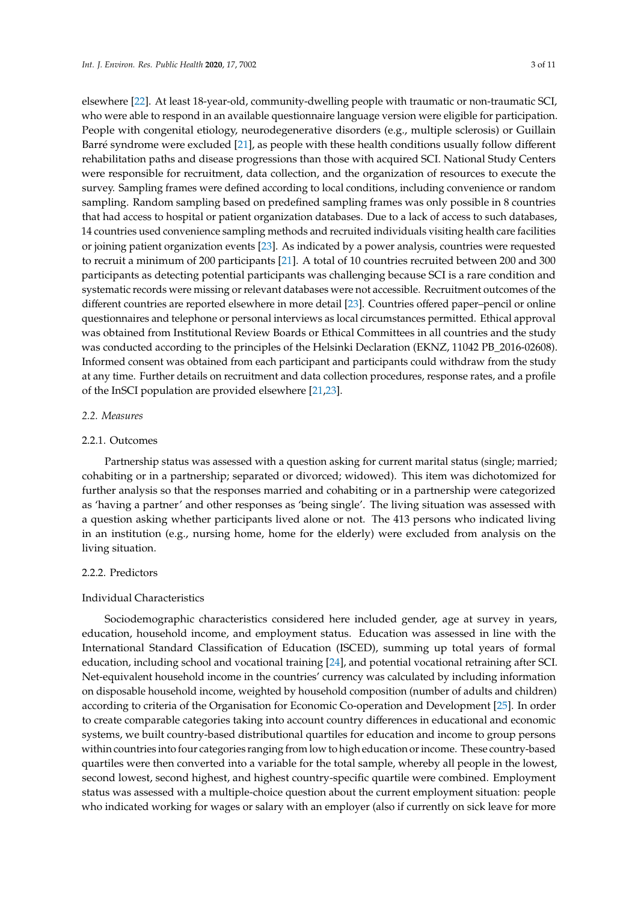elsewhere [22]. At least 18-year-old, community-dwelling people with traumatic or non-traumatic SCI, who were able to respond in an available questionnaire language version were eligible for participation. People with congenital etiology, neurodegenerative disorders (e.g., multiple sclerosis) or Guillain Barré syndrome were excluded [21], as people with these health conditions usually follow different rehabilitation paths and disease progressions than those with acquired SCI. National Study Centers were responsible for recruitment, data collection, and the organization of resources to execute the survey. Sampling frames were defined according to local conditions, including convenience or random sampling. Random sampling based on predefined sampling frames was only possible in 8 countries that had access to hospital or patient organization databases. Due to a lack of access to such databases, 14 countries used convenience sampling methods and recruited individuals visiting health care facilities or joining patient organization events [23]. As indicated by a power analysis, countries were requested to recruit a minimum of 200 participants [21]. A total of 10 countries recruited between 200 and 300 participants as detecting potential participants was challenging because SCI is a rare condition and systematic records were missing or relevant databases were not accessible. Recruitment outcomes of the different countries are reported elsewhere in more detail [23]. Countries offered paper–pencil or online questionnaires and telephone or personal interviews as local circumstances permitted. Ethical approval was obtained from Institutional Review Boards or Ethical Committees in all countries and the study was conducted according to the principles of the Helsinki Declaration (EKNZ, 11042 PB_2016-02608). Informed consent was obtained from each participant and participants could withdraw from the study at any time. Further details on recruitment and data collection procedures, response rates, and a profile of the InSCI population are provided elsewhere [21,23].

### 2.2. Measures

#### 2.2.1. Outcomes

Partnership status was assessed with a question asking for current marital status (single; married; cohabiting or in a partnership; separated or divorced; widowed). This item was dichotomized for further analysis so that the responses married and cohabiting or in a partnership were categorized as 'having a partner' and other responses as 'being single'. The living situation was assessed with a question asking whether participants lived alone or not. The 413 persons who indicated living in an institution (e.g., nursing home, home for the elderly) were excluded from analysis on the living situation.

#### 2.2.2. Predictors

##### Individual Characteristics

Sociodemographic characteristics considered here included gender, age at survey in years, education, household income, and employment status. Education was assessed in line with the International Standard Classification of Education (ISCED), summing up total years of formal education, including school and vocational training [24], and potential vocational retraining after SCI. Net-equivalent household income in the countries' currency was calculated by including information on disposable household income, weighted by household composition (number of adults and children) according to criteria of the Organisation for Economic Co-operation and Development [25]. In order to create comparable categories taking into account country differences in educational and economic systems, we built country-based distributional quartiles for education and income to group persons within countries into four categories ranging from low to high education or income. These country-based quartiles were then converted into a variable for the total sample, whereby all people in the lowest, second lowest, second highest, and highest country-specific quartile were combined. Employment status was assessed with a multiple-choice question about the current employment situation: people who indicated working for wages or salary with an employer (also if currently on sick leave for more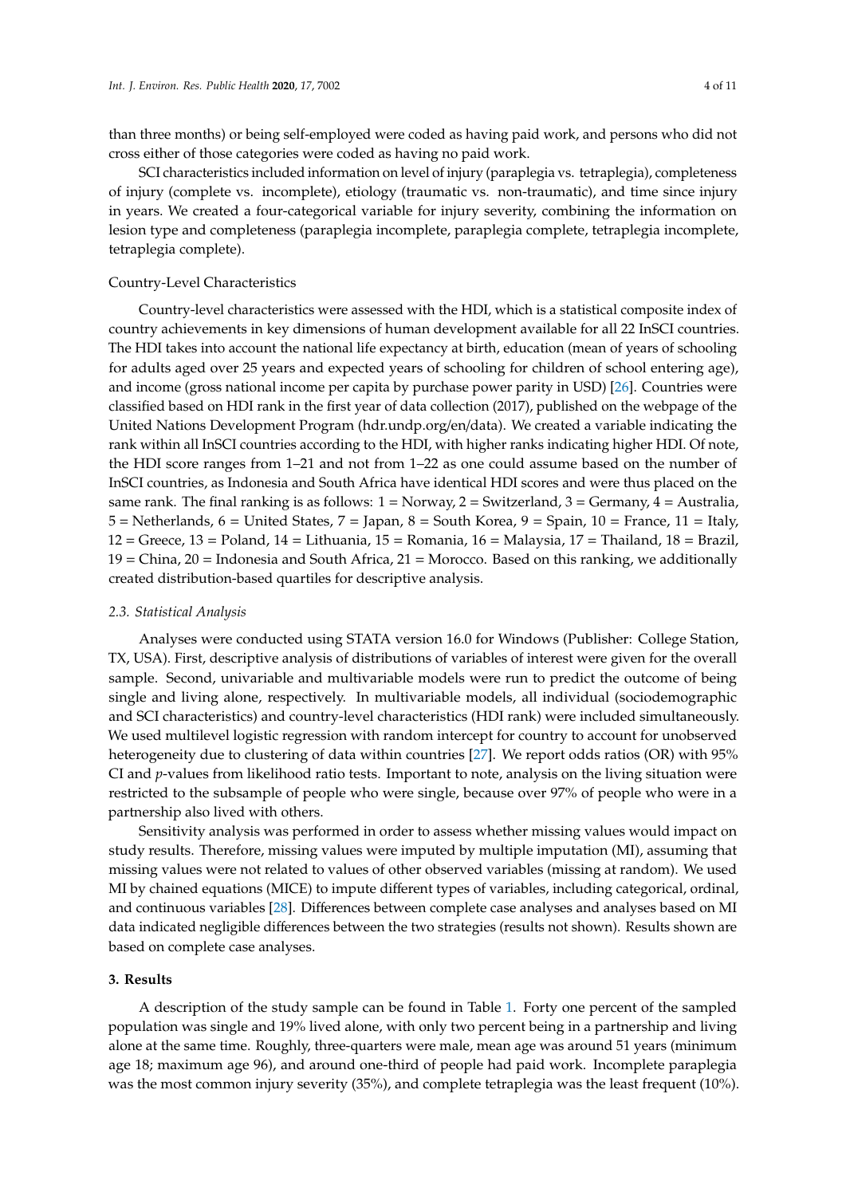than three months) or being self-employed were coded as having paid work, and persons who did not cross either of those categories were coded as having no paid work.

SCI characteristics included information on level of injury (paraplegia vs. tetraplegia), completeness of injury (complete vs. incomplete), etiology (traumatic vs. non-traumatic), and time since injury in years. We created a four-categorical variable for injury severity, combining the information on lesion type and completeness (paraplegia incomplete, paraplegia complete, tetraplegia incomplete, tetraplegia complete).

Country-Level Characteristics

Country-level characteristics were assessed with the HDI, which is a statistical composite index of country achievements in key dimensions of human development available for all 22 InSCI countries. The HDI takes into account the national life expectancy at birth, education (mean of years of schooling for adults aged over 25 years and expected years of schooling for children of school entering age), and income (gross national income per capita by purchase power parity in USD) [26]. Countries were classified based on HDI rank in the first year of data collection (2017), published on the webpage of the United Nations Development Program (hdr.undp.org/en/data). We created a variable indicating the rank within all InSCI countries according to the HDI, with higher ranks indicating higher HDI. Of note, the HDI score ranges from 1–21 and not from 1–22 as one could assume based on the number of InSCI countries, as Indonesia and South Africa have identical HDI scores and were thus placed on the same rank. The final ranking is as follows: 1 = Norway, 2 = Switzerland, 3 = Germany, 4 = Australia, 5 = Netherlands, 6 = United States, 7 = Japan, 8 = South Korea, 9 = Spain, 10 = France, 11 = Italy, 12 = Greece, 13 = Poland, 14 = Lithuania, 15 = Romania, 16 = Malaysia, 17 = Thailand, 18 = Brazil, 19 = China, 20 = Indonesia and South Africa, 21 = Morocco. Based on this ranking, we additionally created distribution-based quartiles for descriptive analysis.

### *2.3. Statistical Analysis*

Analyses were conducted using STATA version 16.0 for Windows (Publisher: College Station, TX, USA). First, descriptive analysis of distributions of variables of interest were given for the overall sample. Second, univariable and multivariable models were run to predict the outcome of being single and living alone, respectively. In multivariable models, all individual (sociodemographic and SCI characteristics) and country-level characteristics (HDI rank) were included simultaneously. We used multilevel logistic regression with random intercept for country to account for unobserved heterogeneity due to clustering of data within countries [27]. We report odds ratios (OR) with 95% CI and *p*-values from likelihood ratio tests. Important to note, analysis on the living situation were restricted to the subsample of people who were single, because over 97% of people who were in a partnership also lived with others.

Sensitivity analysis was performed in order to assess whether missing values would impact on study results. Therefore, missing values were imputed by multiple imputation (MI), assuming that missing values were not related to values of other observed variables (missing at random). We used MI by chained equations (MICE) to impute different types of variables, including categorical, ordinal, and continuous variables [28]. Differences between complete case analyses and analyses based on MI data indicated negligible differences between the two strategies (results not shown). Results shown are based on complete case analyses.

## **3. Results**

A description of the study sample can be found in Table 1. Forty one percent of the sampled population was single and 19% lived alone, with only two percent being in a partnership and living alone at the same time. Roughly, three-quarters were male, mean age was around 51 years (minimum age 18; maximum age 96), and around one-third of people had paid work. Incomplete paraplegia was the most common injury severity (35%), and complete tetraplegia was the least frequent (10%).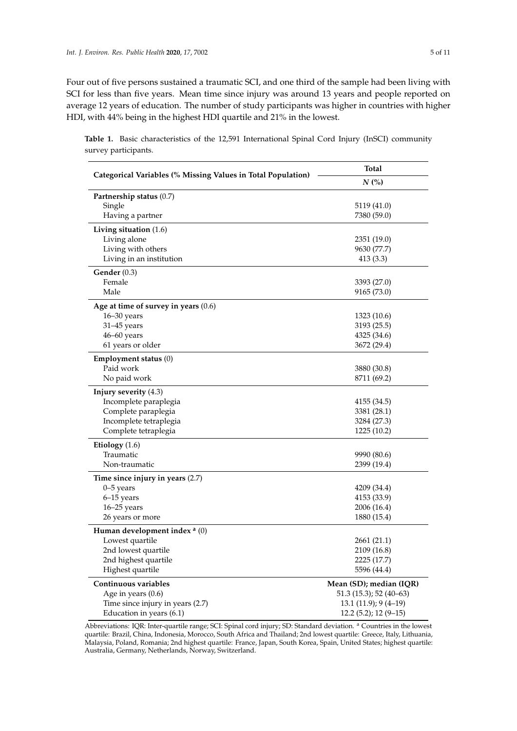Four out of five persons sustained a traumatic SCI, and one third of the sample had been living with SCI for less than five years. Mean time since injury was around 13 years and people reported on average 12 years of education. The number of study participants was higher in countries with higher HDI, with 44% being in the highest HDI quartile and 21% in the lowest.

**Table 1.** Basic characteristics of the 12,591 International Spinal Cord Injury (InSCI) community survey participants.

| Categorical Variables (% Missing Values in Total Population) | Total |
|---|---|
| | *N* (%) |
| **Partnership status** (0.7) | |
| Single | 5119 (41.0) |
| Having a partner | 7380 (59.0) |
| **Living situation** (1.6) | |
| Living alone | 2351 (19.0) |
| Living with others | 9630 (77.7) |
| Living in an institution | 413 (3.3) |
| **Gender** (0.3) | |
| Female | 3393 (27.0) |
| Male | 9165 (73.0) |
| **Age at time of survey in years** (0.6) | |
| 16–30 years | 1323 (10.6) |
| 31–45 years | 3193 (25.5) |
| 46–60 years | 4325 (34.6) |
| 61 years or older | 3672 (29.4) |
| **Employment status** (0) | |
| Paid work | 3880 (30.8) |
| No paid work | 8711 (69.2) |
| **Injury severity** (4.3) | |
| Incomplete paraplegia | 4155 (34.5) |
| Complete paraplegia | 3381 (28.1) |
| Incomplete tetraplegia | 3284 (27.3) |
| Complete tetraplegia | 1225 (10.2) |
| **Etiology** (1.6) | |
| Traumatic | 9990 (80.6) |
| Non-traumatic | 2399 (19.4) |
| **Time since injury in years** (2.7) | |
| 0–5 years | 4209 (34.4) |
| 6–15 years | 4153 (33.9) |
| 16–25 years | 2006 (16.4) |
| 26 years or more | 1880 (15.4) |
| **Human development index** [a] (0) | |
| Lowest quartile | 2661 (21.1) |
| 2nd lowest quartile | 2109 (16.8) |
| 2nd highest quartile | 2225 (17.7) |
| Highest quartile | 5596 (44.4) |
| **Continuous variables** | **Mean (SD); median (IQR)** |
| Age in years (0.6) | 51.3 (15.3); 52 (40–63) |
| Time since injury in years (2.7) | 13.1 (11.9); 9 (4–19) |
| Education in years (6.1) | 12.2 (5.2); 12 (9–15) |

Abbreviations: IQR: Inter-quartile range; SCI: Spinal cord injury; SD: Standard deviation. [a] Countries in the lowest quartile: Brazil, China, Indonesia, Morocco, South Africa and Thailand; 2nd lowest quartile: Greece, Italy, Lithuania, Malaysia, Poland, Romania; 2nd highest quartile: France, Japan, South Korea, Spain, United States; highest quartile: Australia, Germany, Netherlands, Norway, Switzerland.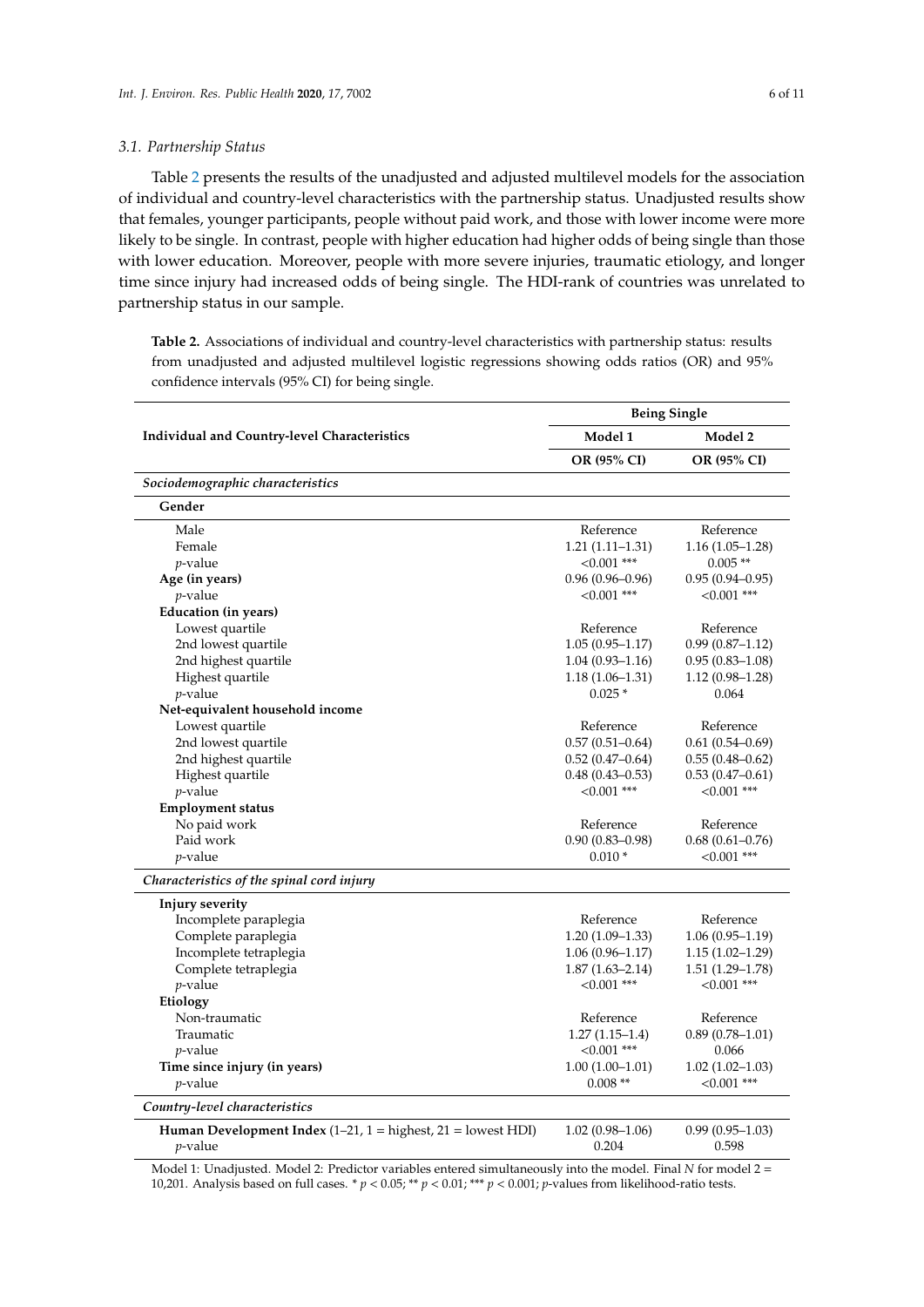### 3.1. Partnership Status

Table 2 presents the results of the unadjusted and adjusted multilevel models for the association of individual and country-level characteristics with the partnership status. Unadjusted results show that females, younger participants, people without paid work, and those with lower income were more likely to be single. In contrast, people with higher education had higher odds of being single than those with lower education. Moreover, people with more severe injuries, traumatic etiology, and longer time since injury had increased odds of being single. The HDI-rank of countries was unrelated to partnership status in our sample.

**Table 2.** Associations of individual and country-level characteristics with partnership status: results from unadjusted and adjusted multilevel logistic regressions showing odds ratios (OR) and 95% confidence intervals (95% CI) for being single.

| Individual and Country-level Characteristics | Being Single | |
|---|---|---|
| | **Model 1** | **Model 2** |
| | **OR (95% CI)** | **OR (95% CI)** |
| *Sociodemographic characteristics* | | |
| **Gender** | | |
| Male | Reference | Reference |
| Female | 1.21 (1.11–1.31) | 1.16 (1.05–1.28) |
| *p*-value | <0.001 *** | 0.005 ** |
| **Age (in years)** | 0.96 (0.96–0.96) | 0.95 (0.94–0.95) |
| *p*-value | <0.001 *** | <0.001 *** |
| **Education (in years)** | | |
| Lowest quartile | Reference | Reference |
| 2nd lowest quartile | 1.05 (0.95–1.17) | 0.99 (0.87–1.12) |
| 2nd highest quartile | 1.04 (0.93–1.16) | 0.95 (0.83–1.08) |
| Highest quartile | 1.18 (1.06–1.31) | 1.12 (0.98–1.28) |
| *p*-value | 0.025 * | 0.064 |
| **Net-equivalent household income** | | |
| Lowest quartile | Reference | Reference |
| 2nd lowest quartile | 0.57 (0.51–0.64) | 0.61 (0.54–0.69) |
| 2nd highest quartile | 0.52 (0.47–0.64) | 0.55 (0.48–0.62) |
| Highest quartile | 0.48 (0.43–0.53) | 0.53 (0.47–0.61) |
| *p*-value | <0.001 *** | <0.001 *** |
| **Employment status** | | |
| No paid work | Reference | Reference |
| Paid work | 0.90 (0.83–0.98) | 0.68 (0.61–0.76) |
| *p*-value | 0.010 * | <0.001 *** |
| *Characteristics of the spinal cord injury* | | |
| **Injury severity** | | |
| Incomplete paraplegia | Reference | Reference |
| Complete paraplegia | 1.20 (1.09–1.33) | 1.06 (0.95–1.19) |
| Incomplete tetraplegia | 1.06 (0.96–1.17) | 1.15 (1.02–1.29) |
| Complete tetraplegia | 1.87 (1.63–2.14) | 1.51 (1.29–1.78) |
| *p*-value | <0.001 *** | <0.001 *** |
| **Etiology** | | |
| Non-traumatic | Reference | Reference |
| Traumatic | 1.27 (1.15–1.4) | 0.89 (0.78–1.01) |
| *p*-value | <0.001 *** | 0.066 |
| **Time since injury (in years)** | 1.00 (1.00–1.01) | 1.02 (1.02–1.03) |
| *p*-value | 0.008 ** | <0.001 *** |
| *Country-level characteristics* | | |
| **Human Development Index** (1–21, 1 = highest, 21 = lowest HDI) | 1.02 (0.98–1.06) | 0.99 (0.95–1.03) |
| *p*-value | 0.204 | 0.598 |

Model 1: Unadjusted. Model 2: Predictor variables entered simultaneously into the model. Final *N* for model 2 = 10,201. Analysis based on full cases. * $p < 0.05$; ** $p < 0.01$; *** $p < 0.001$; *p*-values from likelihood-ratio tests.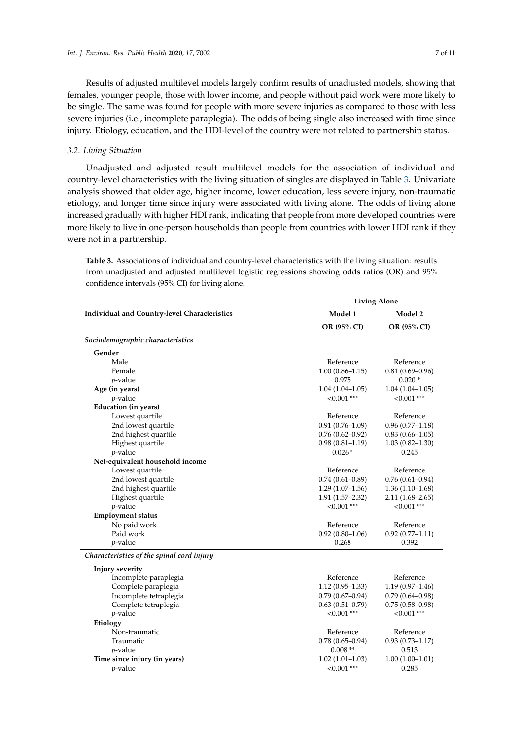Results of adjusted multilevel models largely confirm results of unadjusted models, showing that females, younger people, those with lower income, and people without paid work were more likely to be single. The same was found for people with more severe injuries as compared to those with less severe injuries (i.e., incomplete paraplegia). The odds of being single also increased with time since injury. Etiology, education, and the HDI-level of the country were not related to partnership status.

### 3.2. Living Situation

Unadjusted and adjusted result multilevel models for the association of individual and country-level characteristics with the living situation of singles are displayed in Table 3. Univariate analysis showed that older age, higher income, lower education, less severe injury, non-traumatic etiology, and longer time since injury were associated with living alone. The odds of living alone increased gradually with higher HDI rank, indicating that people from more developed countries were more likely to live in one-person households than people from countries with lower HDI rank if they were not in a partnership.

**Table 3.** Associations of individual and country-level characteristics with the living situation: results from unadjusted and adjusted multilevel logistic regressions showing odds ratios (OR) and 95% confidence intervals (95% CI) for living alone.

| Individual and Country-level Characteristics | Living Alone | |
|---|---|---|
| | **Model 1** | **Model 2** |
| | **OR (95% CI)** | **OR (95% CI)** |
| *Sociodemographic characteristics* | | |
| **Gender** | | |
| Male | Reference | Reference |
| Female | 1.00 (0.86–1.15) | 0.81 (0.69–0.96) |
| *p*-value | 0.975 | 0.020 * |
| **Age (in years)** | 1.04 (1.04–1.05) | 1.04 (1.04–1.05) |
| *p*-value | <0.001 *** | <0.001 *** |
| **Education (in years)** | | |
| Lowest quartile | Reference | Reference |
| 2nd lowest quartile | 0.91 (0.76–1.09) | 0.96 (0.77–1.18) |
| 2nd highest quartile | 0.76 (0.62–0.92) | 0.83 (0.66–1.05) |
| Highest quartile | 0.98 (0.81–1.19) | 1.03 (0.82–1.30) |
| *p*-value | 0.026 * | 0.245 |
| **Net-equivalent household income** | | |
| Lowest quartile | Reference | Reference |
| 2nd lowest quartile | 0.74 (0.61–0.89) | 0.76 (0.61–0.94) |
| 2nd highest quartile | 1.29 (1.07–1.56) | 1.36 (1.10–1.68) |
| Highest quartile | 1.91 (1.57–2.32) | 2.11 (1.68–2.65) |
| *p*-value | <0.001 *** | <0.001 *** |
| **Employment status** | | |
| No paid work | Reference | Reference |
| Paid work | 0.92 (0.80–1.06) | 0.92 (0.77–1.11) |
| *p*-value | 0.268 | 0.392 |
| *Characteristics of the spinal cord injury* | | |
| **Injury severity** | | |
| Incomplete paraplegia | Reference | Reference |
| Complete paraplegia | 1.12 (0.95–1.33) | 1.19 (0.97–1.46) |
| Incomplete tetraplegia | 0.79 (0.67–0.94) | 0.79 (0.64–0.98) |
| Complete tetraplegia | 0.63 (0.51–0.79) | 0.75 (0.58–0.98) |
| *p*-value | <0.001 *** | <0.001 *** |
| **Etiology** | | |
| Non-traumatic | Reference | Reference |
| Traumatic | 0.78 (0.65–0.94) | 0.93 (0.73–1.17) |
| *p*-value | 0.008 ** | 0.513 |
| **Time since injury (in years)** | 1.02 (1.01–1.03) | 1.00 (1.00–1.01) |
| *p*-value | <0.001 *** | 0.285 |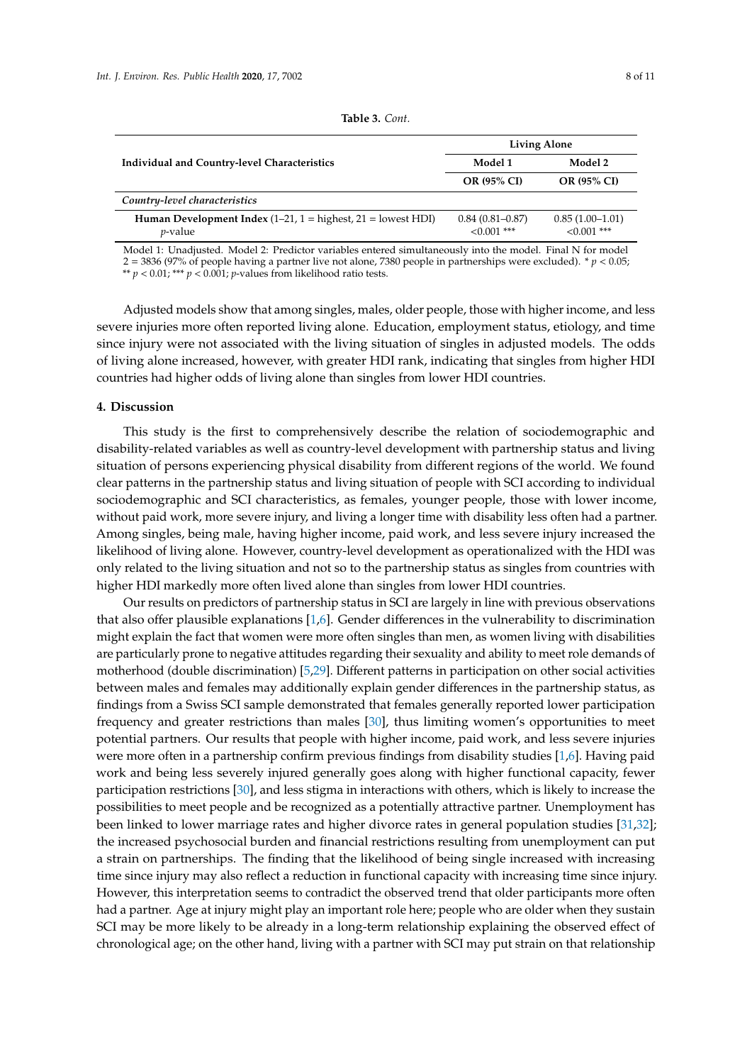**Table 3.** *Cont.*

| Individual and Country-level Characteristics | Living Alone | |
|---|---|---|
| | Model 1 | Model 2 |
| | OR (95% CI) | OR (95% CI) |
| *Country-level characteristics* | | |
| **Human Development Index** (1–21, 1 = highest, 21 = lowest HDI) *p*-value | 0.84 (0.81–0.87) <0.001 *** | 0.85 (1.00–1.01) <0.001 *** |

Model 1: Unadjusted. Model 2: Predictor variables entered simultaneously into the model. Final N for model 2 = 3836 (97% of people having a partner live not alone, 7380 people in partnerships were excluded). * $p < 0.05$; ** $p < 0.01$; *** $p < 0.001$; *p*-values from likelihood ratio tests.

Adjusted models show that among singles, males, older people, those with higher income, and less severe injuries more often reported living alone. Education, employment status, etiology, and time since injury were not associated with the living situation of singles in adjusted models. The odds of living alone increased, however, with greater HDI rank, indicating that singles from higher HDI countries had higher odds of living alone than singles from lower HDI countries.

## 4. Discussion

This study is the first to comprehensively describe the relation of sociodemographic and disability-related variables as well as country-level development with partnership status and living situation of persons experiencing physical disability from different regions of the world. We found clear patterns in the partnership status and living situation of people with SCI according to individual sociodemographic and SCI characteristics, as females, younger people, those with lower income, without paid work, more severe injury, and living a longer time with disability less often had a partner. Among singles, being male, having higher income, paid work, and less severe injury increased the likelihood of living alone. However, country-level development as operationalized with the HDI was only related to the living situation and not so to the partnership status as singles from countries with higher HDI markedly more often lived alone than singles from lower HDI countries.

Our results on predictors of partnership status in SCI are largely in line with previous observations that also offer plausible explanations [1,6]. Gender differences in the vulnerability to discrimination might explain the fact that women were more often singles than men, as women living with disabilities are particularly prone to negative attitudes regarding their sexuality and ability to meet role demands of motherhood (double discrimination) [5,29]. Different patterns in participation on other social activities between males and females may additionally explain gender differences in the partnership status, as findings from a Swiss SCI sample demonstrated that females generally reported lower participation frequency and greater restrictions than males [30], thus limiting women's opportunities to meet potential partners. Our results that people with higher income, paid work, and less severe injuries were more often in a partnership confirm previous findings from disability studies [1,6]. Having paid work and being less severely injured generally goes along with higher functional capacity, fewer participation restrictions [30], and less stigma in interactions with others, which is likely to increase the possibilities to meet people and be recognized as a potentially attractive partner. Unemployment has been linked to lower marriage rates and higher divorce rates in general population studies [31,32]; the increased psychosocial burden and financial restrictions resulting from unemployment can put a strain on partnerships. The finding that the likelihood of being single increased with increasing time since injury may also reflect a reduction in functional capacity with increasing time since injury. However, this interpretation seems to contradict the observed trend that older participants more often had a partner. Age at injury might play an important role here; people who are older when they sustain SCI may be more likely to be already in a long-term relationship explaining the observed effect of chronological age; on the other hand, living with a partner with SCI may put strain on that relationship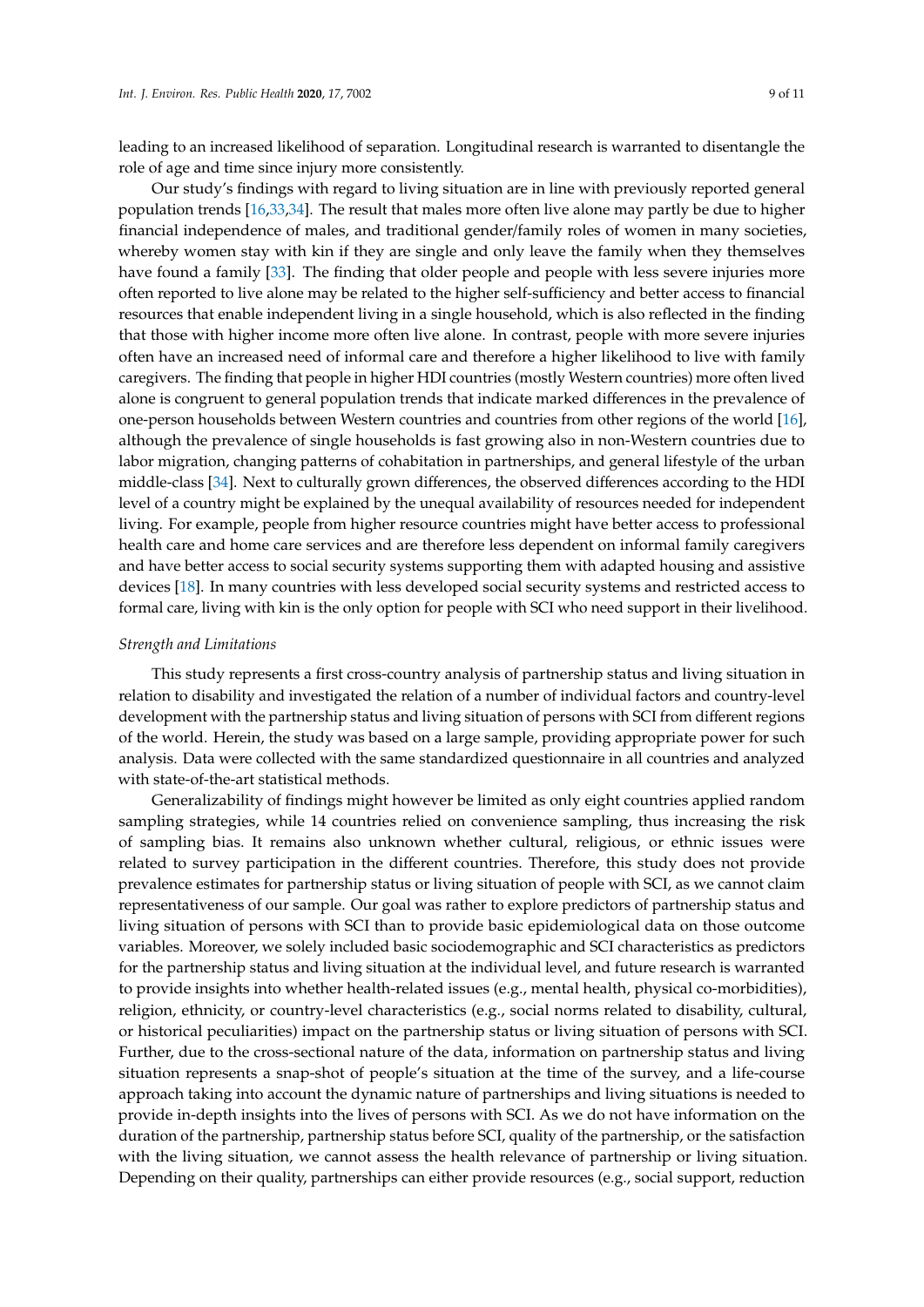leading to an increased likelihood of separation. Longitudinal research is warranted to disentangle the role of age and time since injury more consistently.

Our study's findings with regard to living situation are in line with previously reported general population trends [16,33,34]. The result that males more often live alone may partly be due to higher financial independence of males, and traditional gender/family roles of women in many societies, whereby women stay with kin if they are single and only leave the family when they themselves have found a family [33]. The finding that older people and people with less severe injuries more often reported to live alone may be related to the higher self-sufficiency and better access to financial resources that enable independent living in a single household, which is also reflected in the finding that those with higher income more often live alone. In contrast, people with more severe injuries often have an increased need of informal care and therefore a higher likelihood to live with family caregivers. The finding that people in higher HDI countries (mostly Western countries) more often lived alone is congruent to general population trends that indicate marked differences in the prevalence of one-person households between Western countries and countries from other regions of the world [16], although the prevalence of single households is fast growing also in non-Western countries due to labor migration, changing patterns of cohabitation in partnerships, and general lifestyle of the urban middle-class [34]. Next to culturally grown differences, the observed differences according to the HDI level of a country might be explained by the unequal availability of resources needed for independent living. For example, people from higher resource countries might have better access to professional health care and home care services and are therefore less dependent on informal family caregivers and have better access to social security systems supporting them with adapted housing and assistive devices [18]. In many countries with less developed social security systems and restricted access to formal care, living with kin is the only option for people with SCI who need support in their livelihood.

*Strength and Limitations*

This study represents a first cross-country analysis of partnership status and living situation in relation to disability and investigated the relation of a number of individual factors and country-level development with the partnership status and living situation of persons with SCI from different regions of the world. Herein, the study was based on a large sample, providing appropriate power for such analysis. Data were collected with the same standardized questionnaire in all countries and analyzed with state-of-the-art statistical methods.

Generalizability of findings might however be limited as only eight countries applied random sampling strategies, while 14 countries relied on convenience sampling, thus increasing the risk of sampling bias. It remains also unknown whether cultural, religious, or ethnic issues were related to survey participation in the different countries. Therefore, this study does not provide prevalence estimates for partnership status or living situation of people with SCI, as we cannot claim representativeness of our sample. Our goal was rather to explore predictors of partnership status and living situation of persons with SCI than to provide basic epidemiological data on those outcome variables. Moreover, we solely included basic sociodemographic and SCI characteristics as predictors for the partnership status and living situation at the individual level, and future research is warranted to provide insights into whether health-related issues (e.g., mental health, physical co-morbidities), religion, ethnicity, or country-level characteristics (e.g., social norms related to disability, cultural, or historical peculiarities) impact on the partnership status or living situation of persons with SCI. Further, due to the cross-sectional nature of the data, information on partnership status and living situation represents a snap-shot of people's situation at the time of the survey, and a life-course approach taking into account the dynamic nature of partnerships and living situations is needed to provide in-depth insights into the lives of persons with SCI. As we do not have information on the duration of the partnership, partnership status before SCI, quality of the partnership, or the satisfaction with the living situation, we cannot assess the health relevance of partnership or living situation. Depending on their quality, partnerships can either provide resources (e.g., social support, reduction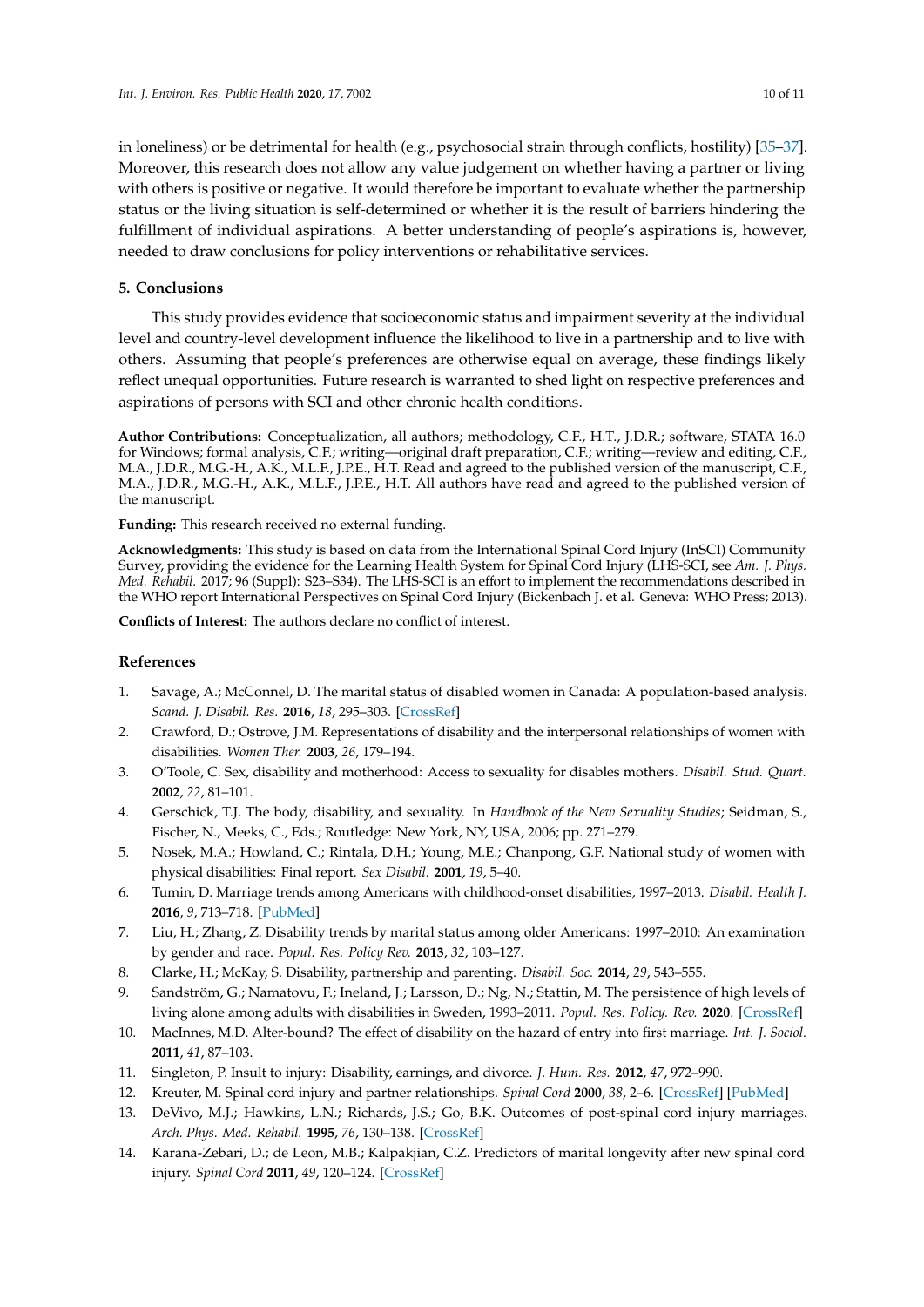in loneliness) or be detrimental for health (e.g., psychosocial strain through conflicts, hostility) [35–37]. Moreover, this research does not allow any value judgement on whether having a partner or living with others is positive or negative. It would therefore be important to evaluate whether the partnership status or the living situation is self-determined or whether it is the result of barriers hindering the fulfillment of individual aspirations. A better understanding of people's aspirations is, however, needed to draw conclusions for policy interventions or rehabilitative services.

## 5. Conclusions

This study provides evidence that socioeconomic status and impairment severity at the individual level and country-level development influence the likelihood to live in a partnership and to live with others. Assuming that people's preferences are otherwise equal on average, these findings likely reflect unequal opportunities. Future research is warranted to shed light on respective preferences and aspirations of persons with SCI and other chronic health conditions.

**Author Contributions:** Conceptualization, all authors; methodology, C.F., H.T., J.D.R.; software, STATA 16.0 for Windows; formal analysis, C.F.; writing—original draft preparation, C.F.; writing—review and editing, C.F., M.A., J.D.R., M.G.-H., A.K., M.L.F., J.P.E., H.T. Read and agreed to the published version of the manuscript, C.F., M.A., J.D.R., M.G.-H., A.K., M.L.F., J.P.E., H.T. All authors have read and agreed to the published version of the manuscript.

**Funding:** This research received no external funding.

**Acknowledgments:** This study is based on data from the International Spinal Cord Injury (InSCI) Community Survey, providing the evidence for the Learning Health System for Spinal Cord Injury (LHS-SCI, see *Am. J. Phys. Med. Rehabil.* 2017; 96 (Suppl): S23–S34). The LHS-SCI is an effort to implement the recommendations described in the WHO report International Perspectives on Spinal Cord Injury (Bickenbach J. et al. Geneva: WHO Press; 2013).

**Conflicts of Interest:** The authors declare no conflict of interest.

## References

1. Savage, A.; McConnel, D. The marital status of disabled women in Canada: A population-based analysis. *Scand. J. Disabil. Res.* **2016**, *18*, 295–303. [CrossRef]
2. Crawford, D.; Ostrove, J.M. Representations of disability and the interpersonal relationships of women with disabilities. *Women Ther.* **2003**, *26*, 179–194.
3. O'Toole, C. Sex, disability and motherhood: Access to sexuality for disables mothers. *Disabil. Stud. Quart.* **2002**, *22*, 81–101.
4. Gerschick, T.J. The body, disability, and sexuality. In *Handbook of the New Sexuality Studies*; Seidman, S., Fischer, N., Meeks, C., Eds.; Routledge: New York, NY, USA, 2006; pp. 271–279.
5. Nosek, M.A.; Howland, C.; Rintala, D.H.; Young, M.E.; Chanpong, G.F. National study of women with physical disabilities: Final report. *Sex Disabil.* **2001**, *19*, 5–40.
6. Tumin, D. Marriage trends among Americans with childhood-onset disabilities, 1997–2013. *Disabil. Health J.* **2016**, *9*, 713–718. [PubMed]
7. Liu, H.; Zhang, Z. Disability trends by marital status among older Americans: 1997–2010: An examination by gender and race. *Popul. Res. Policy Rev.* **2013**, *32*, 103–127.
8. Clarke, H.; McKay, S. Disability, partnership and parenting. *Disabil. Soc.* **2014**, *29*, 543–555.
9. Sandström, G.; Namatovu, F.; Ineland, J.; Larsson, D.; Ng, N.; Stattin, M. The persistence of high levels of living alone among adults with disabilities in Sweden, 1993–2011. *Popul. Res. Policy. Rev.* **2020**. [CrossRef]
10. MacInnes, M.D. Alter-bound? The effect of disability on the hazard of entry into first marriage. *Int. J. Sociol.* **2011**, *41*, 87–103.
11. Singleton, P. Insult to injury: Disability, earnings, and divorce. *J. Hum. Res.* **2012**, *47*, 972–990.
12. Kreuter, M. Spinal cord injury and partner relationships. *Spinal Cord* **2000**, *38*, 2–6. [CrossRef] [PubMed]
13. DeVivo, M.J.; Hawkins, L.N.; Richards, J.S.; Go, B.K. Outcomes of post-spinal cord injury marriages. *Arch. Phys. Med. Rehabil.* **1995**, *76*, 130–138. [CrossRef]
14. Karana-Zebari, D.; de Leon, M.B.; Kalpakjian, C.Z. Predictors of marital longevity after new spinal cord injury. *Spinal Cord* **2011**, *49*, 120–124. [CrossRef]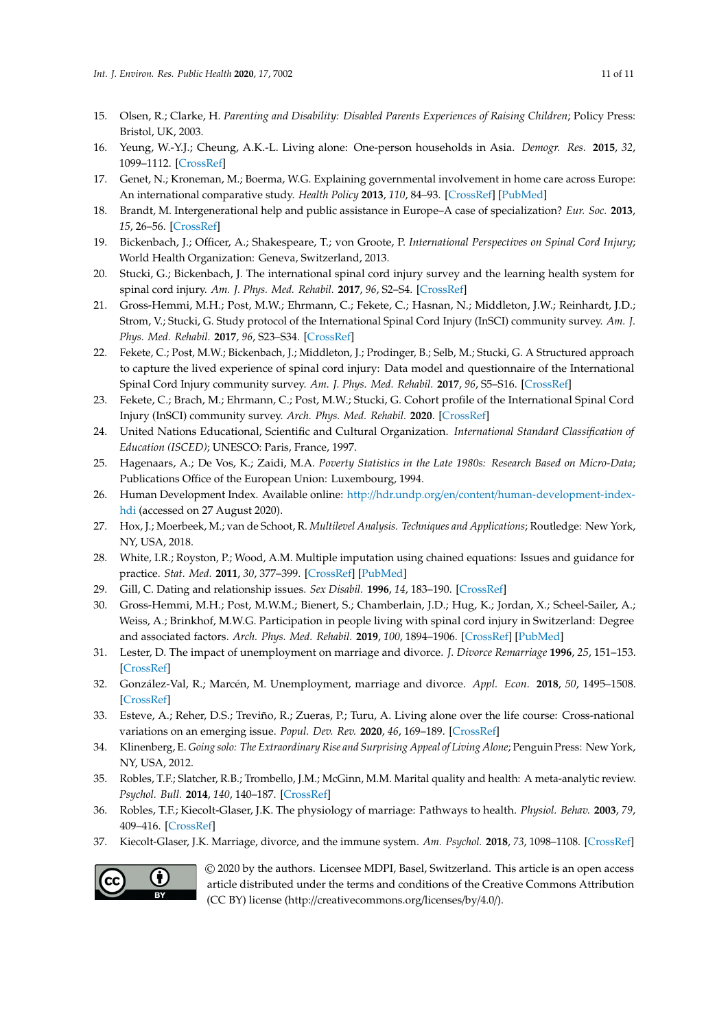15. Olsen, R.; Clarke, H. *Parenting and Disability: Disabled Parents Experiences of Raising Children*; Policy Press: Bristol, UK, 2003.
16. Yeung, W.-Y.J.; Cheung, A.K.-L. Living alone: One-person households in Asia. *Demogr. Res.* **2015**, *32*, 1099–1112. [CrossRef]
17. Genet, N.; Kroneman, M.; Boerma, W.G. Explaining governmental involvement in home care across Europe: An international comparative study. *Health Policy* **2013**, *110*, 84–93. [CrossRef] [PubMed]
18. Brandt, M. Intergenerational help and public assistance in Europe–A case of specialization? *Eur. Soc.* **2013**, *15*, 26–56. [CrossRef]
19. Bickenbach, J.; Officer, A.; Shakespeare, T.; von Groote, P. *International Perspectives on Spinal Cord Injury*; World Health Organization: Geneva, Switzerland, 2013.
20. Stucki, G.; Bickenbach, J. The international spinal cord injury survey and the learning health system for spinal cord injury. *Am. J. Phys. Med. Rehabil.* **2017**, *96*, S2–S4. [CrossRef]
21. Gross-Hemmi, M.H.; Post, M.W.; Ehrmann, C.; Fekete, C.; Hasnan, N.; Middleton, J.W.; Reinhardt, J.D.; Strom, V.; Stucki, G. Study protocol of the International Spinal Cord Injury (InSCI) community survey. *Am. J. Phys. Med. Rehabil.* **2017**, *96*, S23–S34. [CrossRef]
22. Fekete, C.; Post, M.W.; Bickenbach, J.; Middleton, J.; Prodinger, B.; Selb, M.; Stucki, G. A Structured approach to capture the lived experience of spinal cord injury: Data model and questionnaire of the International Spinal Cord Injury community survey. *Am. J. Phys. Med. Rehabil.* **2017**, *96*, S5–S16. [CrossRef]
23. Fekete, C.; Brach, M.; Ehrmann, C.; Post, M.W.; Stucki, G. Cohort profile of the International Spinal Cord Injury (InSCI) community survey. *Arch. Phys. Med. Rehabil.* **2020**. [CrossRef]
24. United Nations Educational, Scientific and Cultural Organization. *International Standard Classification of Education (ISCED)*; UNESCO: Paris, France, 1997.
25. Hagenaars, A.; De Vos, K.; Zaidi, M.A. *Poverty Statistics in the Late 1980s: Research Based on Micro-Data*; Publications Office of the European Union: Luxembourg, 1994.
26. Human Development Index. Available online: http://hdr.undp.org/en/content/human-development-index-hdi (accessed on 27 August 2020).
27. Hox, J.; Moerbeek, M.; van de Schoot, R. *Multilevel Analysis. Techniques and Applications*; Routledge: New York, NY, USA, 2018.
28. White, I.R.; Royston, P.; Wood, A.M. Multiple imputation using chained equations: Issues and guidance for practice. *Stat. Med.* **2011**, *30*, 377–399. [CrossRef] [PubMed]
29. Gill, C. Dating and relationship issues. *Sex Disabil.* **1996**, *14*, 183–190. [CrossRef]
30. Gross-Hemmi, M.H.; Post, M.W.M.; Bienert, S.; Chamberlain, J.D.; Hug, K.; Jordan, X.; Scheel-Sailer, A.; Weiss, A.; Brinkhof, M.W.G. Participation in people living with spinal cord injury in Switzerland: Degree and associated factors. *Arch. Phys. Med. Rehabil.* **2019**, *100*, 1894–1906. [CrossRef] [PubMed]
31. Lester, D. The impact of unemployment on marriage and divorce. *J. Divorce Remarriage* **1996**, *25*, 151–153. [CrossRef]
32. González-Val, R.; Marcén, M. Unemployment, marriage and divorce. *Appl. Econ.* **2018**, *50*, 1495–1508. [CrossRef]
33. Esteve, A.; Reher, D.S.; Treviño, R.; Zueras, P.; Turu, A. Living alone over the life course: Cross-national variations on an emerging issue. *Popul. Dev. Rev.* **2020**, *46*, 169–189. [CrossRef]
34. Klinenberg, E. *Going solo: The Extraordinary Rise and Surprising Appeal of Living Alone*; Penguin Press: New York, NY, USA, 2012.
35. Robles, T.F.; Slatcher, R.B.; Trombello, J.M.; McGinn, M.M. Marital quality and health: A meta-analytic review. *Psychol. Bull.* **2014**, *140*, 140–187. [CrossRef]
36. Robles, T.F.; Kiecolt-Glaser, J.K. The physiology of marriage: Pathways to health. *Physiol. Behav.* **2003**, *79*, 409–416. [CrossRef]
37. Kiecolt-Glaser, J.K. Marriage, divorce, and the immune system. *Am. Psychol.* **2018**, *73*, 1098–1108. [CrossRef]

© 2020 by the authors. Licensee MDPI, Basel, Switzerland. This article is an open access article distributed under the terms and conditions of the Creative Commons Attribution (CC BY) license (http://creativecommons.org/licenses/by/4.0/).